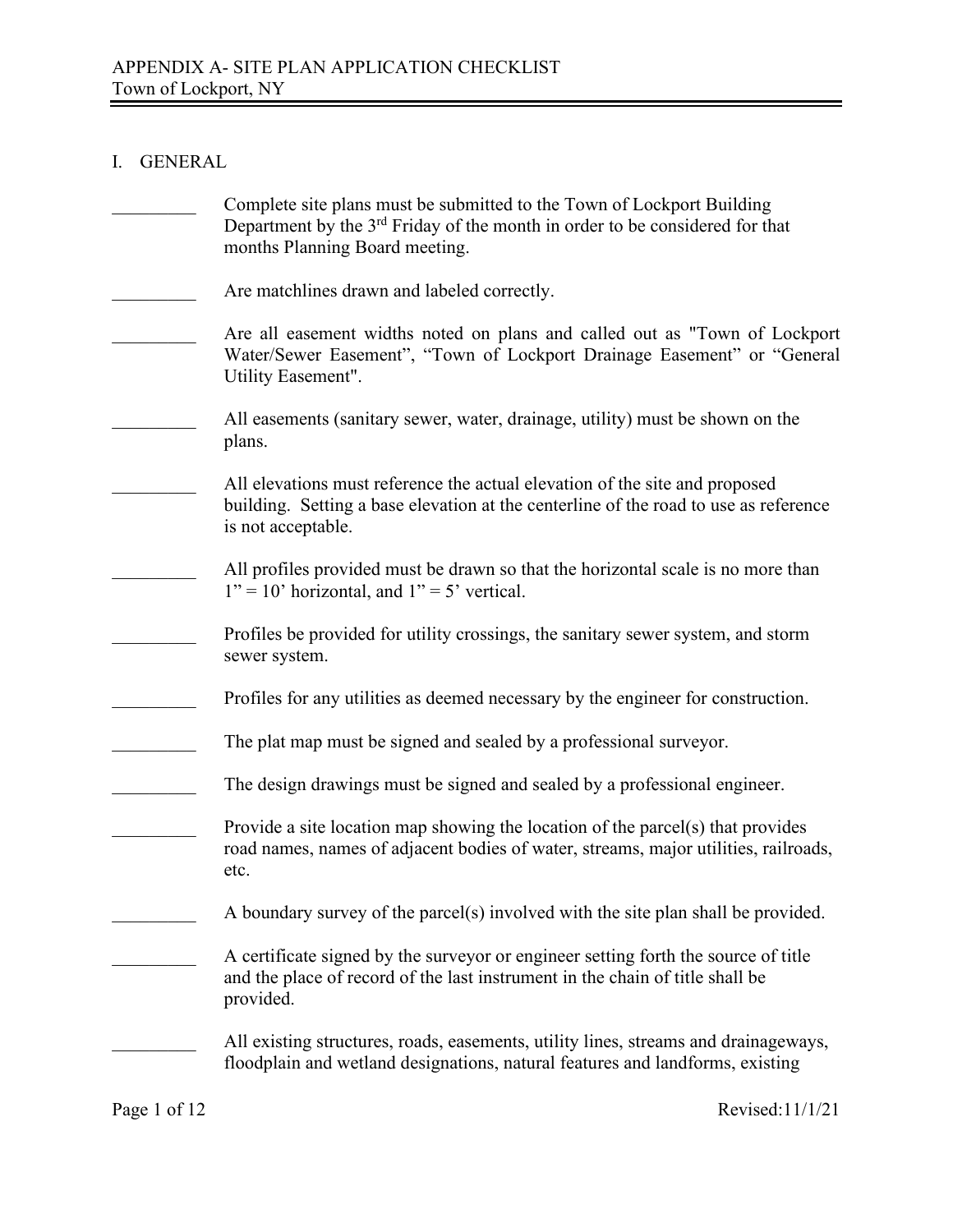# APPENDIX A- SITE PLAN APPLICATION CHECKLIST

Town of Lockport, NY

## I. GENERAL

_________ Complete site plans must be submitted to the Town of Lockport Building Department by the 3rd Friday of the month in order to be considered for that months Planning Board meeting.

_________ Are matchlines drawn and labeled correctly.

_________ Are all easement widths noted on plans and called out as "Town of Lockport Water/Sewer Easement", "Town of Lockport Drainage Easement" or "General Utility Easement".

_________ All easements (sanitary sewer, water, drainage, utility) must be shown on the plans.

_________ All elevations must reference the actual elevation of the site and proposed building. Setting a base elevation at the centerline of the road to use as reference is not acceptable.

_________ All profiles provided must be drawn so that the horizontal scale is no more than 1" = 10' horizontal, and 1" = 5' vertical.

_________ Profiles be provided for utility crossings, the sanitary sewer system, and storm sewer system.

_________ Profiles for any utilities as deemed necessary by the engineer for construction.

_________ The plat map must be signed and sealed by a professional surveyor.

_________ The design drawings must be signed and sealed by a professional engineer.

_________ Provide a site location map showing the location of the parcel(s) that provides road names, names of adjacent bodies of water, streams, major utilities, railroads, etc.

_________ A boundary survey of the parcel(s) involved with the site plan shall be provided.

_________ A certificate signed by the surveyor or engineer setting forth the source of title and the place of record of the last instrument in the chain of title shall be provided.

_________ All existing structures, roads, easements, utility lines, streams and drainageways, floodplain and wetland designations, natural features and landforms, existing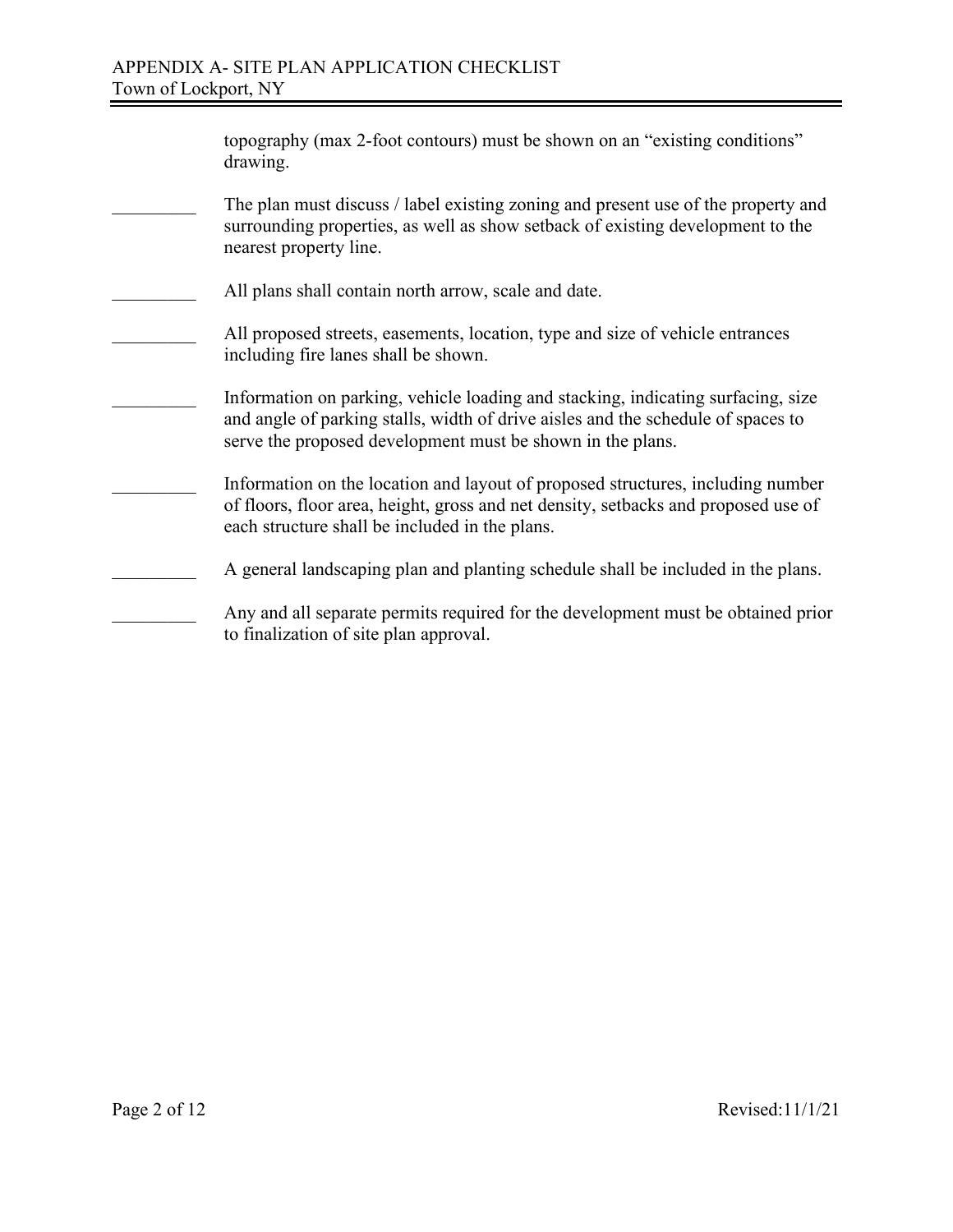topography (max 2-foot contours) must be shown on an "existing conditions" drawing.

_________ The plan must discuss / label existing zoning and present use of the property and surrounding properties, as well as show setback of existing development to the nearest property line.

_________ All plans shall contain north arrow, scale and date.

_________ All proposed streets, easements, location, type and size of vehicle entrances including fire lanes shall be shown.

_________ Information on parking, vehicle loading and stacking, indicating surfacing, size and angle of parking stalls, width of drive aisles and the schedule of spaces to serve the proposed development must be shown in the plans.

_________ Information on the location and layout of proposed structures, including number of floors, floor area, height, gross and net density, setbacks and proposed use of each structure shall be included in the plans.

_________ A general landscaping plan and planting schedule shall be included in the plans.

_________ Any and all separate permits required for the development must be obtained prior to finalization of site plan approval.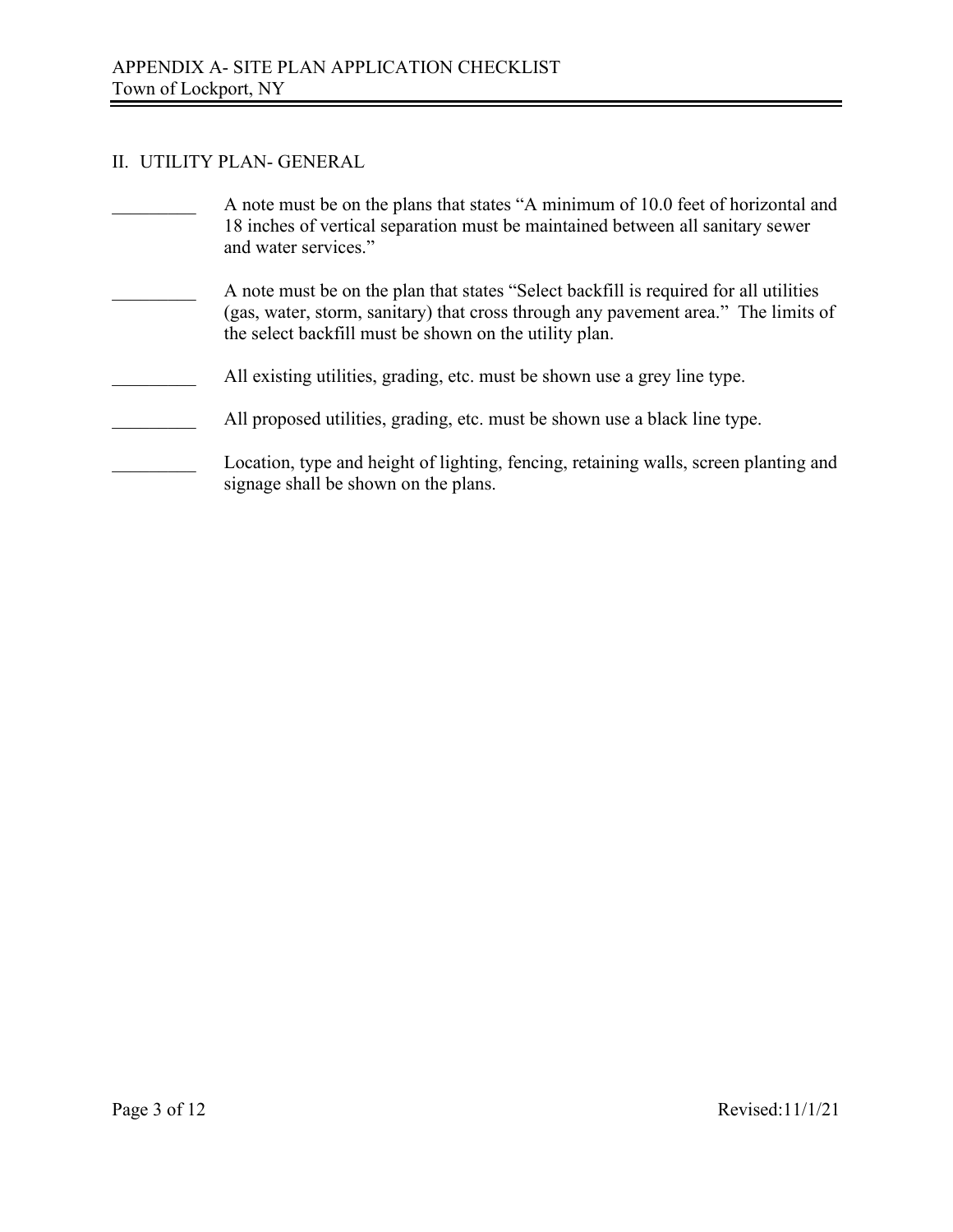## II. UTILITY PLAN- GENERAL

_________ A note must be on the plans that states "A minimum of 10.0 feet of horizontal and 18 inches of vertical separation must be maintained between all sanitary sewer and water services."

_________ A note must be on the plan that states "Select backfill is required for all utilities (gas, water, storm, sanitary) that cross through any pavement area." The limits of the select backfill must be shown on the utility plan.

_________ All existing utilities, grading, etc. must be shown use a grey line type.

_________ All proposed utilities, grading, etc. must be shown use a black line type.

_________ Location, type and height of lighting, fencing, retaining walls, screen planting and signage shall be shown on the plans.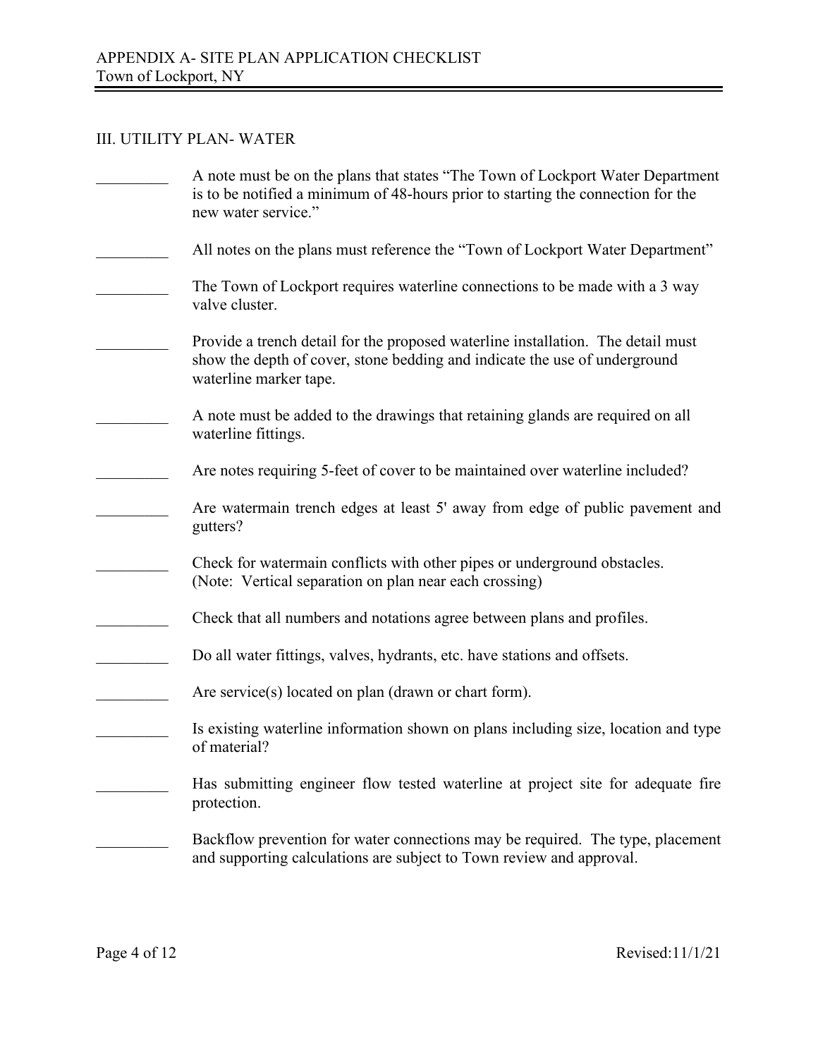## III. UTILITY PLAN- WATER

- _________ A note must be on the plans that states "The Town of Lockport Water Department is to be notified a minimum of 48-hours prior to starting the connection for the new water service."
- _________ All notes on the plans must reference the "Town of Lockport Water Department"
- _________ The Town of Lockport requires waterline connections to be made with a 3 way valve cluster.
- _________ Provide a trench detail for the proposed waterline installation. The detail must show the depth of cover, stone bedding and indicate the use of underground waterline marker tape.
- _________ A note must be added to the drawings that retaining glands are required on all waterline fittings.
- _________ Are notes requiring 5-feet of cover to be maintained over waterline included?
- _________ Are watermain trench edges at least 5' away from edge of public pavement and gutters?
- _________ Check for watermain conflicts with other pipes or underground obstacles. (Note: Vertical separation on plan near each crossing)
- _________ Check that all numbers and notations agree between plans and profiles.
- _________ Do all water fittings, valves, hydrants, etc. have stations and offsets.
- _________ Are service(s) located on plan (drawn or chart form).
- _________ Is existing waterline information shown on plans including size, location and type of material?
- _________ Has submitting engineer flow tested waterline at project site for adequate fire protection.
- _________ Backflow prevention for water connections may be required. The type, placement and supporting calculations are subject to Town review and approval.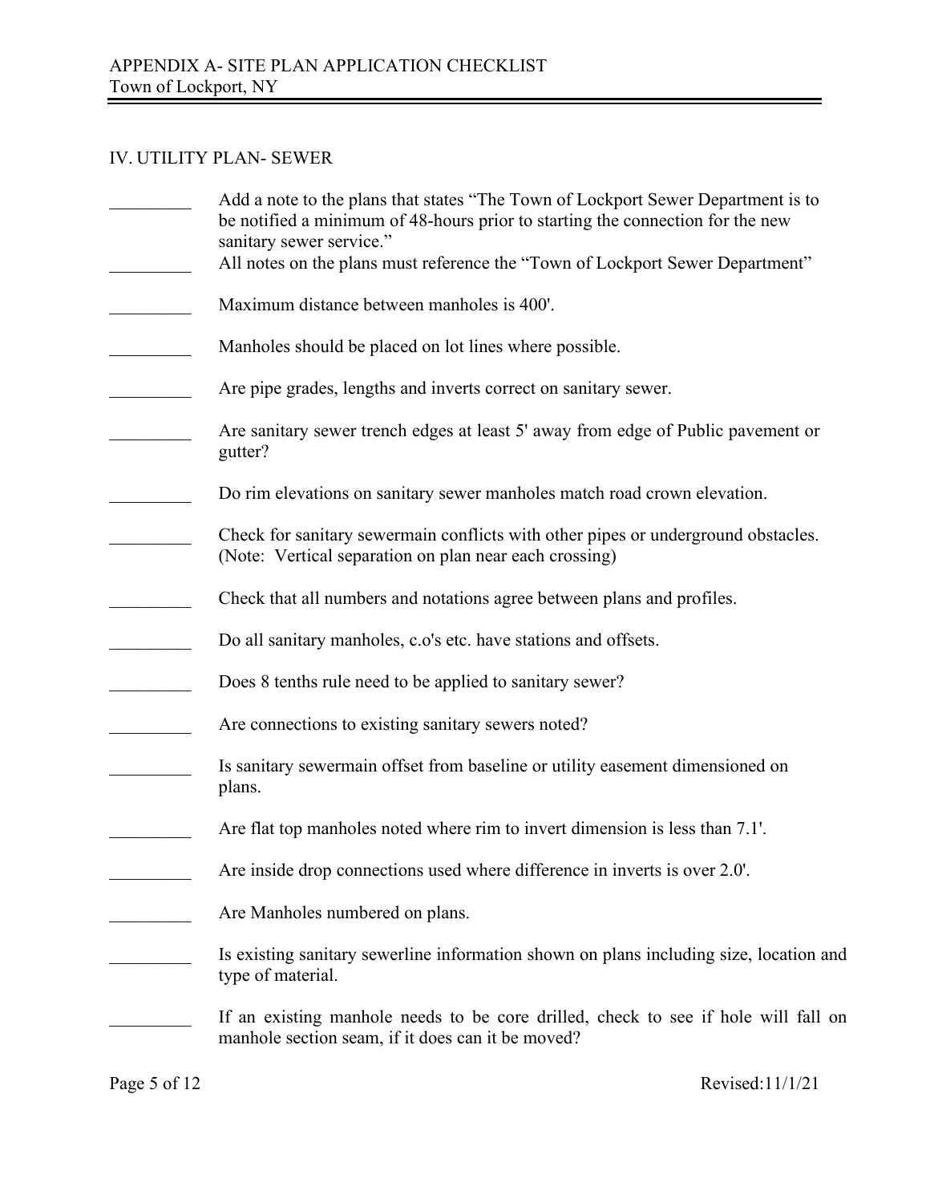## IV. UTILITY PLAN- SEWER

_________ Add a note to the plans that states "The Town of Lockport Sewer Department is to be notified a minimum of 48-hours prior to starting the connection for the new sanitary sewer service."

_________ All notes on the plans must reference the "Town of Lockport Sewer Department"

_________ Maximum distance between manholes is 400'.

_________ Manholes should be placed on lot lines where possible.

_________ Are pipe grades, lengths and inverts correct on sanitary sewer.

_________ Are sanitary sewer trench edges at least 5' away from edge of Public pavement or gutter?

_________ Do rim elevations on sanitary sewer manholes match road crown elevation.

_________ Check for sanitary sewermain conflicts with other pipes or underground obstacles. (Note: Vertical separation on plan near each crossing)

_________ Check that all numbers and notations agree between plans and profiles.

_________ Do all sanitary manholes, c.o's etc. have stations and offsets.

_________ Does 8 tenths rule need to be applied to sanitary sewer?

_________ Are connections to existing sanitary sewers noted?

_________ Is sanitary sewermain offset from baseline or utility easement dimensioned on plans.

_________ Are flat top manholes noted where rim to invert dimension is less than 7.1'.

_________ Are inside drop connections used where difference in inverts is over 2.0'.

_________ Are Manholes numbered on plans.

_________ Is existing sanitary sewerline information shown on plans including size, location and type of material.

_________ If an existing manhole needs to be core drilled, check to see if hole will fall on manhole section seam, if it does can it be moved?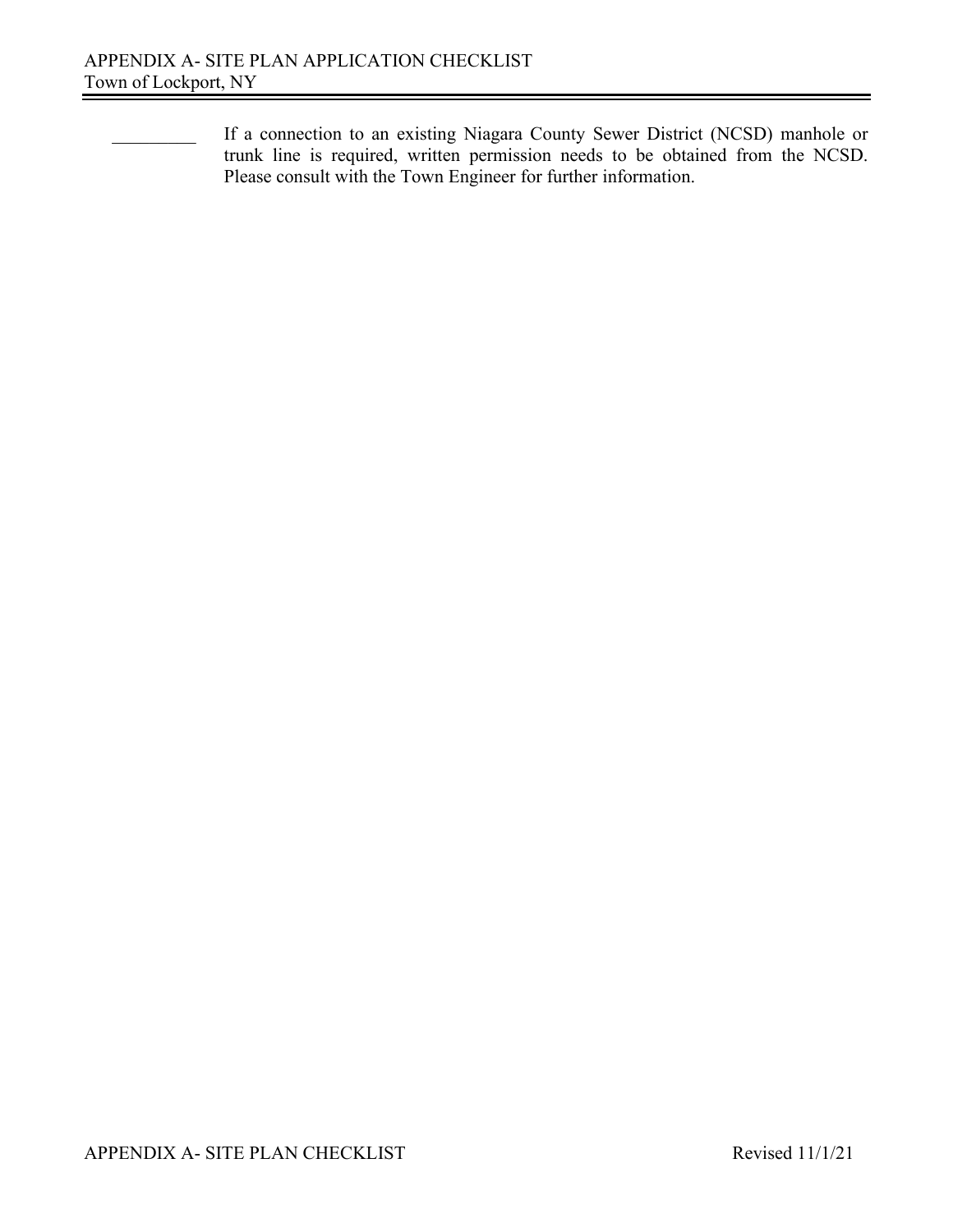_________ If a connection to an existing Niagara County Sewer District (NCSD) manhole or trunk line is required, written permission needs to be obtained from the NCSD. Please consult with the Town Engineer for further information.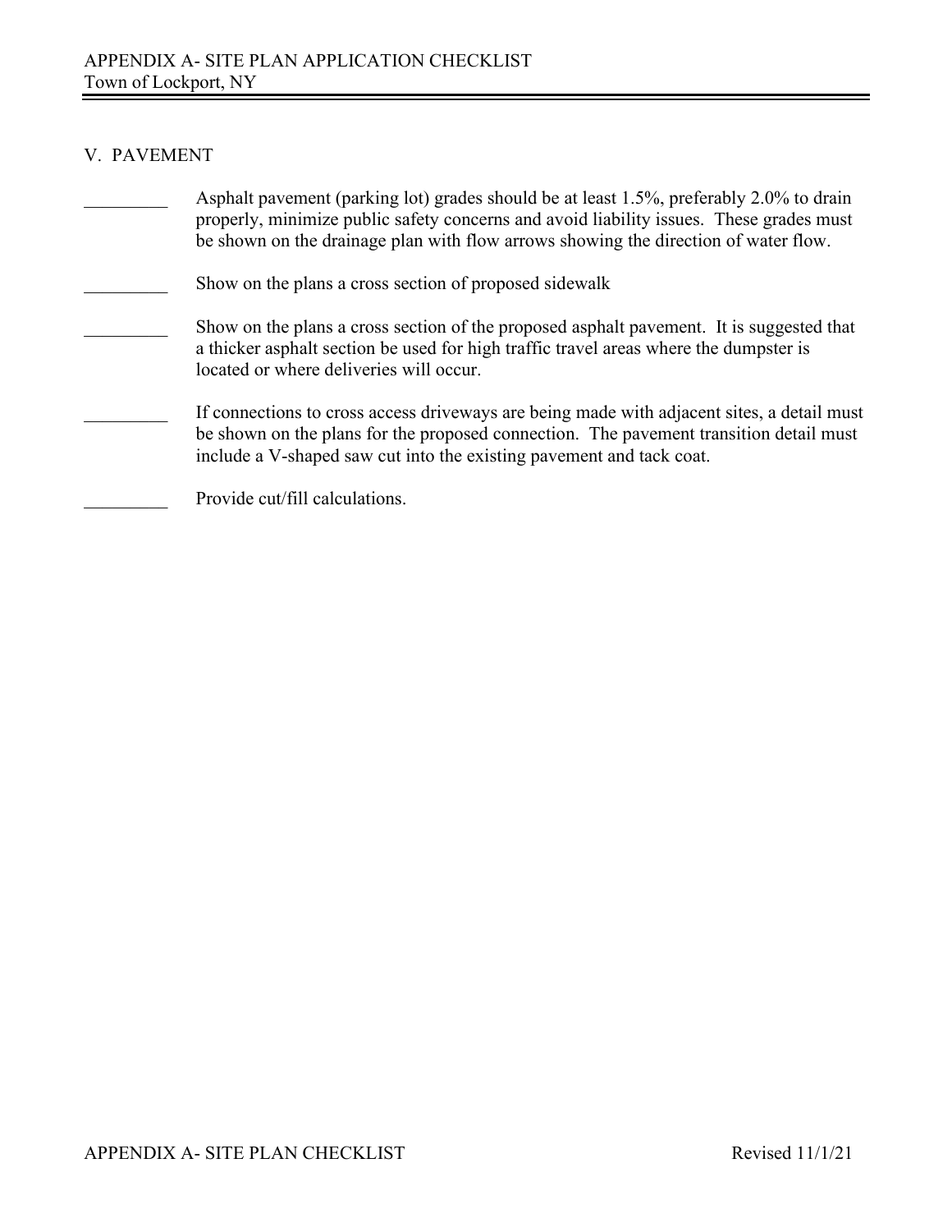## V. PAVEMENT

_________ Asphalt pavement (parking lot) grades should be at least 1.5%, preferably 2.0% to drain properly, minimize public safety concerns and avoid liability issues. These grades must be shown on the drainage plan with flow arrows showing the direction of water flow.

_________ Show on the plans a cross section of proposed sidewalk

_________ Show on the plans a cross section of the proposed asphalt pavement. It is suggested that a thicker asphalt section be used for high traffic travel areas where the dumpster is located or where deliveries will occur.

_________ If connections to cross access driveways are being made with adjacent sites, a detail must be shown on the plans for the proposed connection. The pavement transition detail must include a V-shaped saw cut into the existing pavement and tack coat.

_________ Provide cut/fill calculations.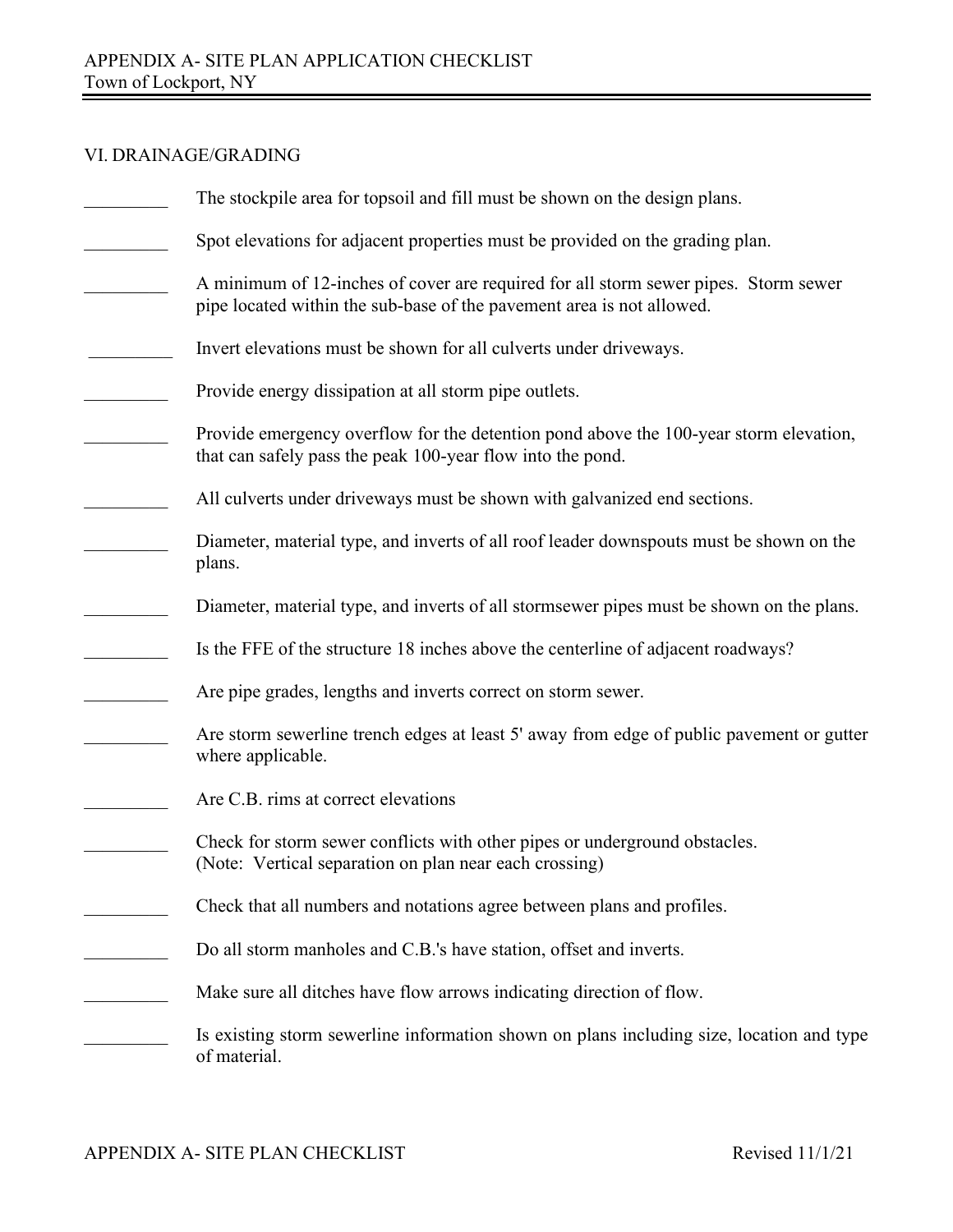## VI. DRAINAGE/GRADING

_________ The stockpile area for topsoil and fill must be shown on the design plans.

_________ Spot elevations for adjacent properties must be provided on the grading plan.

_________ A minimum of 12-inches of cover are required for all storm sewer pipes. Storm sewer pipe located within the sub-base of the pavement area is not allowed.

_________ Invert elevations must be shown for all culverts under driveways.

_________ Provide energy dissipation at all storm pipe outlets.

_________ Provide emergency overflow for the detention pond above the 100-year storm elevation, that can safely pass the peak 100-year flow into the pond.

_________ All culverts under driveways must be shown with galvanized end sections.

_________ Diameter, material type, and inverts of all roof leader downspouts must be shown on the plans.

_________ Diameter, material type, and inverts of all stormsewer pipes must be shown on the plans.

_________ Is the FFE of the structure 18 inches above the centerline of adjacent roadways?

_________ Are pipe grades, lengths and inverts correct on storm sewer.

_________ Are storm sewerline trench edges at least 5' away from edge of public pavement or gutter where applicable.

_________ Are C.B. rims at correct elevations

_________ Check for storm sewer conflicts with other pipes or underground obstacles. (Note: Vertical separation on plan near each crossing)

_________ Check that all numbers and notations agree between plans and profiles.

_________ Do all storm manholes and C.B.'s have station, offset and inverts.

_________ Make sure all ditches have flow arrows indicating direction of flow.

_________ Is existing storm sewerline information shown on plans including size, location and type of material.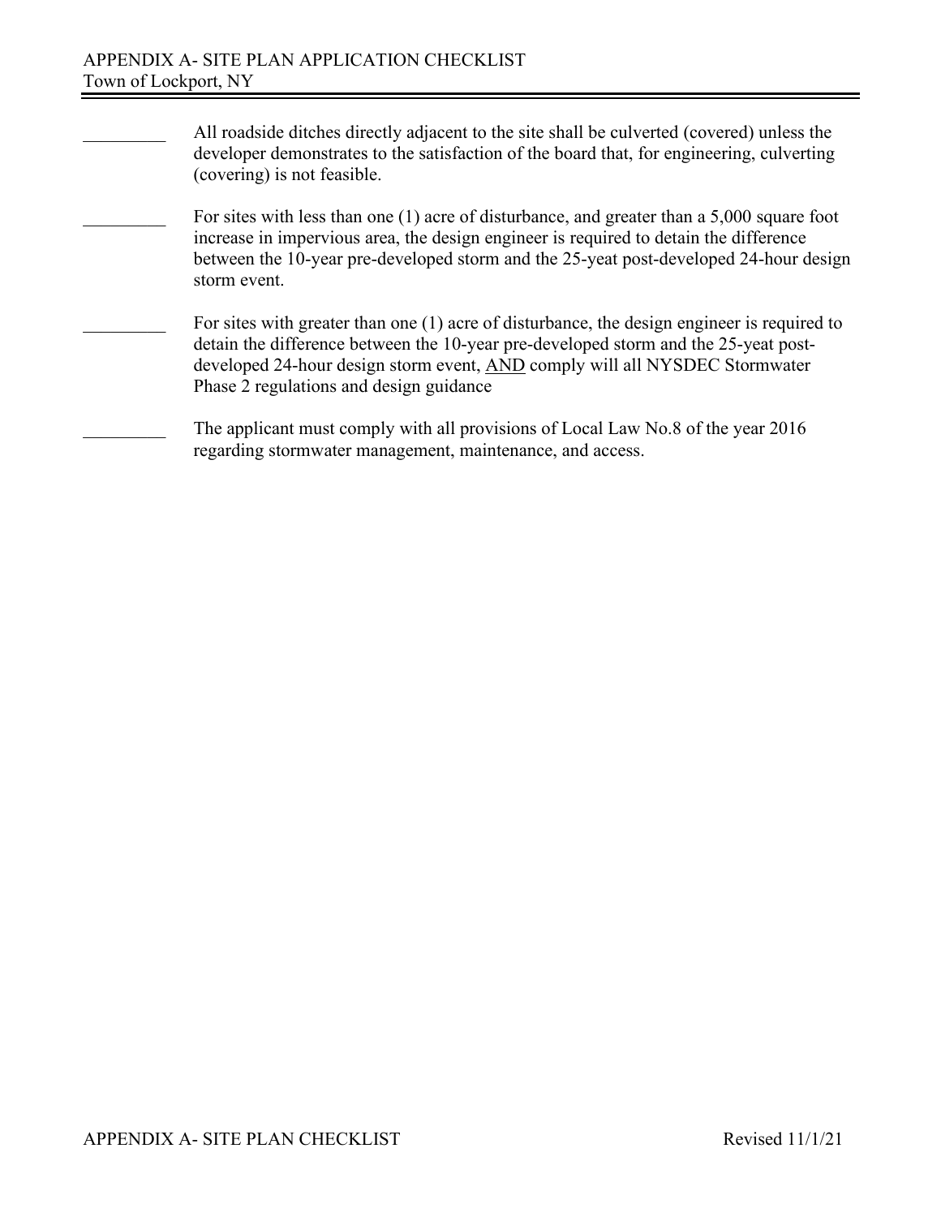_________ All roadside ditches directly adjacent to the site shall be culverted (covered) unless the developer demonstrates to the satisfaction of the board that, for engineering, culverting (covering) is not feasible.

_________ For sites with less than one (1) acre of disturbance, and greater than a 5,000 square foot increase in impervious area, the design engineer is required to detain the difference between the 10-year pre-developed storm and the 25-yeat post-developed 24-hour design storm event.

_________ For sites with greater than one (1) acre of disturbance, the design engineer is required to detain the difference between the 10-year pre-developed storm and the 25-yeat post-developed 24-hour design storm event, <u>AND</u> comply will all NYSDEC Stormwater Phase 2 regulations and design guidance

_________ The applicant must comply with all provisions of Local Law No.8 of the year 2016 regarding stormwater management, maintenance, and access.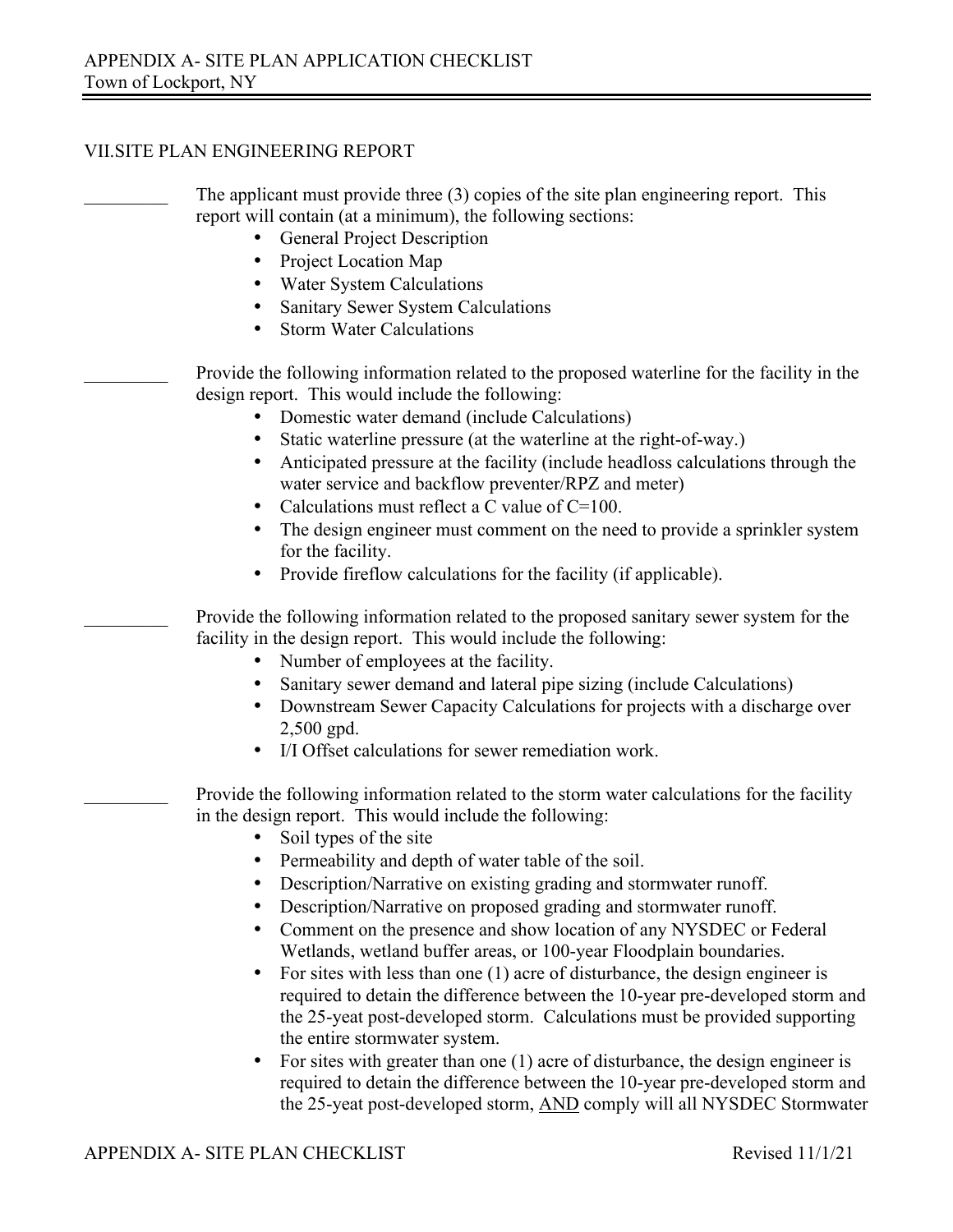## VII.SITE PLAN ENGINEERING REPORT

_________ The applicant must provide three (3) copies of the site plan engineering report. This report will contain (at a minimum), the following sections:

- General Project Description
- Project Location Map
- Water System Calculations
- Sanitary Sewer System Calculations
- Storm Water Calculations

_________ Provide the following information related to the proposed waterline for the facility in the design report. This would include the following:

- Domestic water demand (include Calculations)
- Static waterline pressure (at the waterline at the right-of-way.)
- Anticipated pressure at the facility (include headloss calculations through the water service and backflow preventer/RPZ and meter)
- Calculations must reflect a C value of C=100.
- The design engineer must comment on the need to provide a sprinkler system for the facility.
- Provide fireflow calculations for the facility (if applicable).

_________ Provide the following information related to the proposed sanitary sewer system for the facility in the design report. This would include the following:

- Number of employees at the facility.
- Sanitary sewer demand and lateral pipe sizing (include Calculations)
- Downstream Sewer Capacity Calculations for projects with a discharge over 2,500 gpd.
- I/I Offset calculations for sewer remediation work.

_________ Provide the following information related to the storm water calculations for the facility in the design report. This would include the following:

- Soil types of the site
- Permeability and depth of water table of the soil.
- Description/Narrative on existing grading and stormwater runoff.
- Description/Narrative on proposed grading and stormwater runoff.
- Comment on the presence and show location of any NYSDEC or Federal Wetlands, wetland buffer areas, or 100-year Floodplain boundaries.
- For sites with less than one (1) acre of disturbance, the design engineer is required to detain the difference between the 10-year pre-developed storm and the 25-yeat post-developed storm. Calculations must be provided supporting the entire stormwater system.
- For sites with greater than one (1) acre of disturbance, the design engineer is required to detain the difference between the 10-year pre-developed storm and the 25-yeat post-developed storm, <u>AND</u> comply will all NYSDEC Stormwater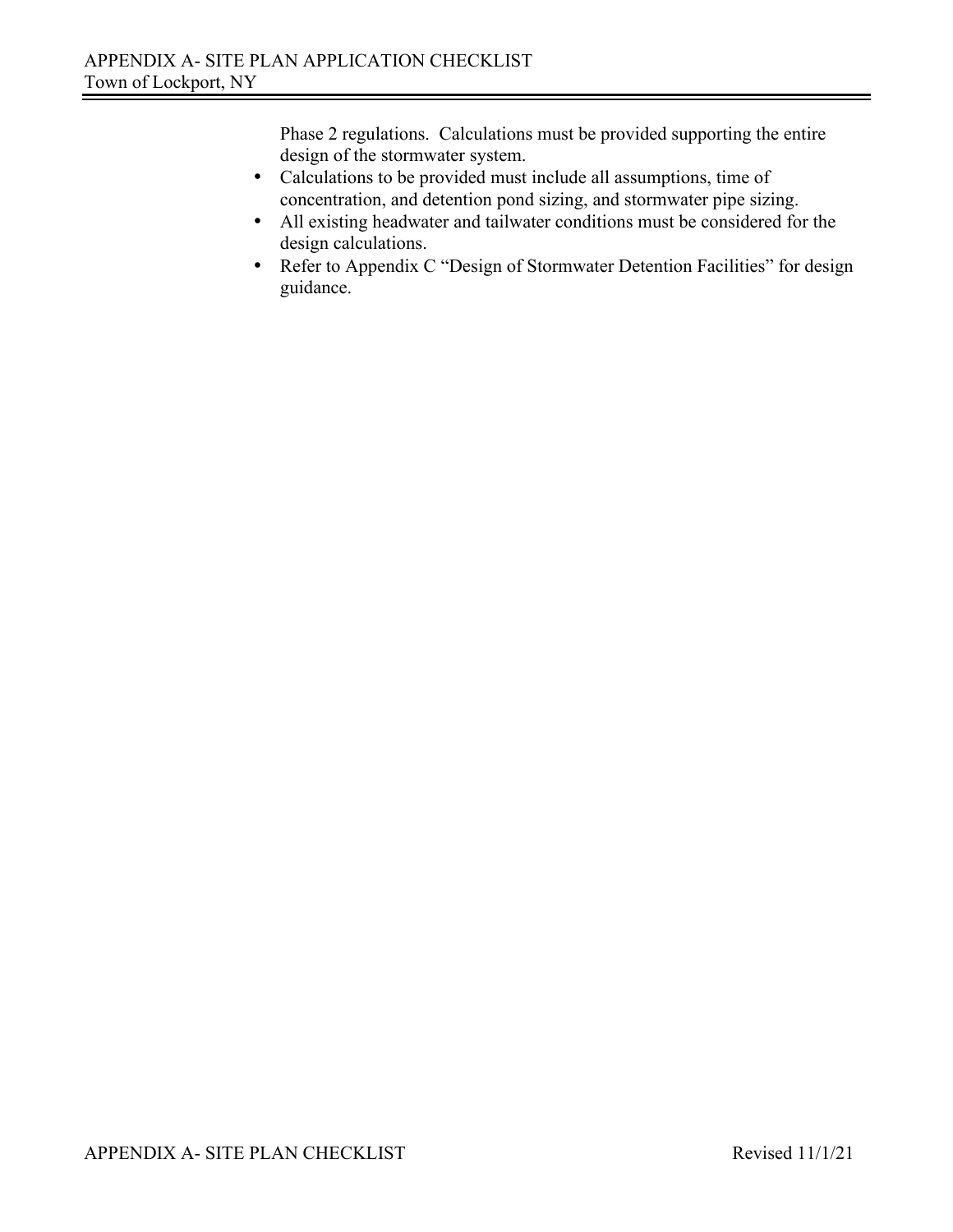Phase 2 regulations. Calculations must be provided supporting the entire design of the stormwater system.

- Calculations to be provided must include all assumptions, time of concentration, and detention pond sizing, and stormwater pipe sizing.
- All existing headwater and tailwater conditions must be considered for the design calculations.
- Refer to Appendix C "Design of Stormwater Detention Facilities" for design guidance.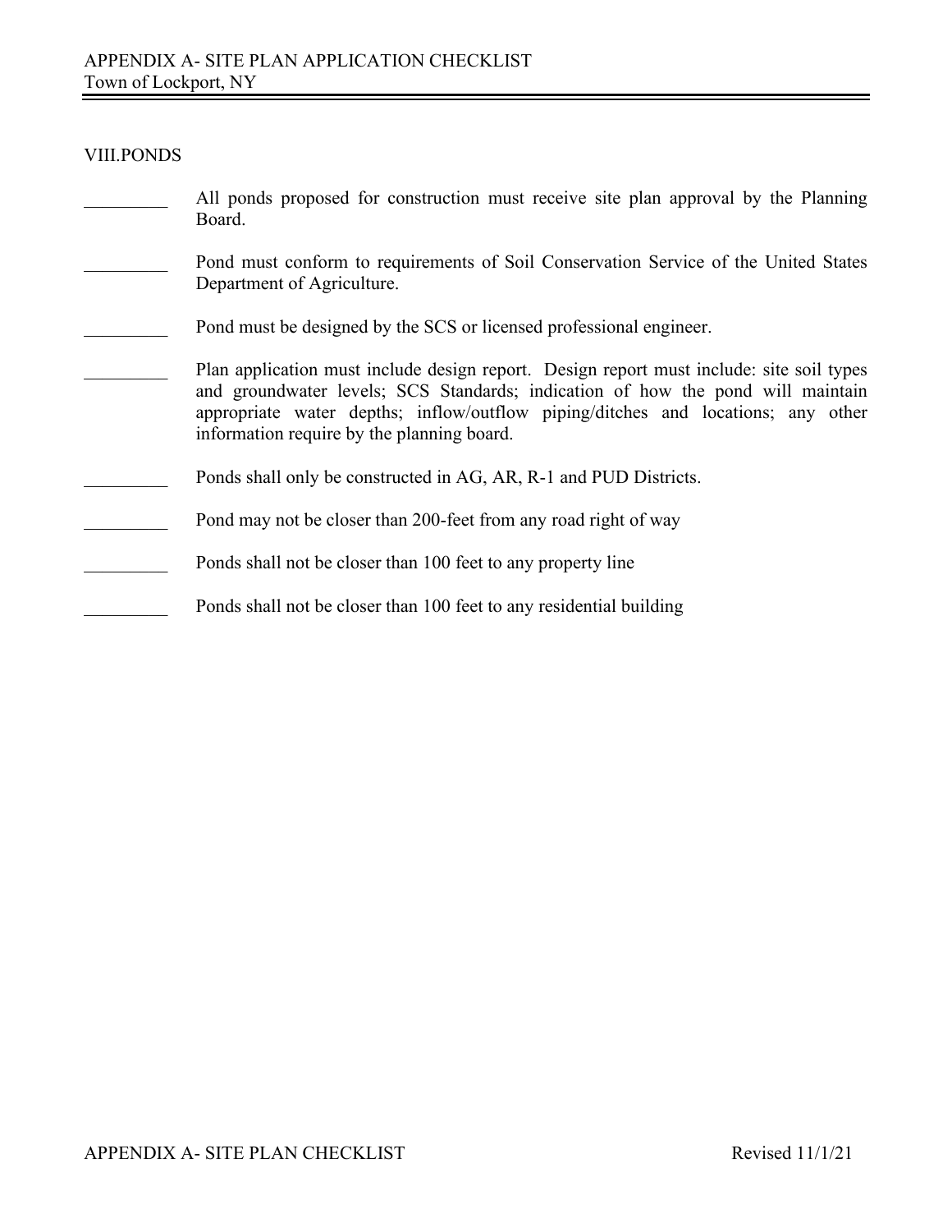## VIII.PONDS

_________ All ponds proposed for construction must receive site plan approval by the Planning Board.

_________ Pond must conform to requirements of Soil Conservation Service of the United States Department of Agriculture.

_________ Pond must be designed by the SCS or licensed professional engineer.

_________ Plan application must include design report. Design report must include: site soil types and groundwater levels; SCS Standards; indication of how the pond will maintain appropriate water depths; inflow/outflow piping/ditches and locations; any other information require by the planning board.

_________ Ponds shall only be constructed in AG, AR, R-1 and PUD Districts.

_________ Pond may not be closer than 200-feet from any road right of way

_________ Ponds shall not be closer than 100 feet to any property line

_________ Ponds shall not be closer than 100 feet to any residential building